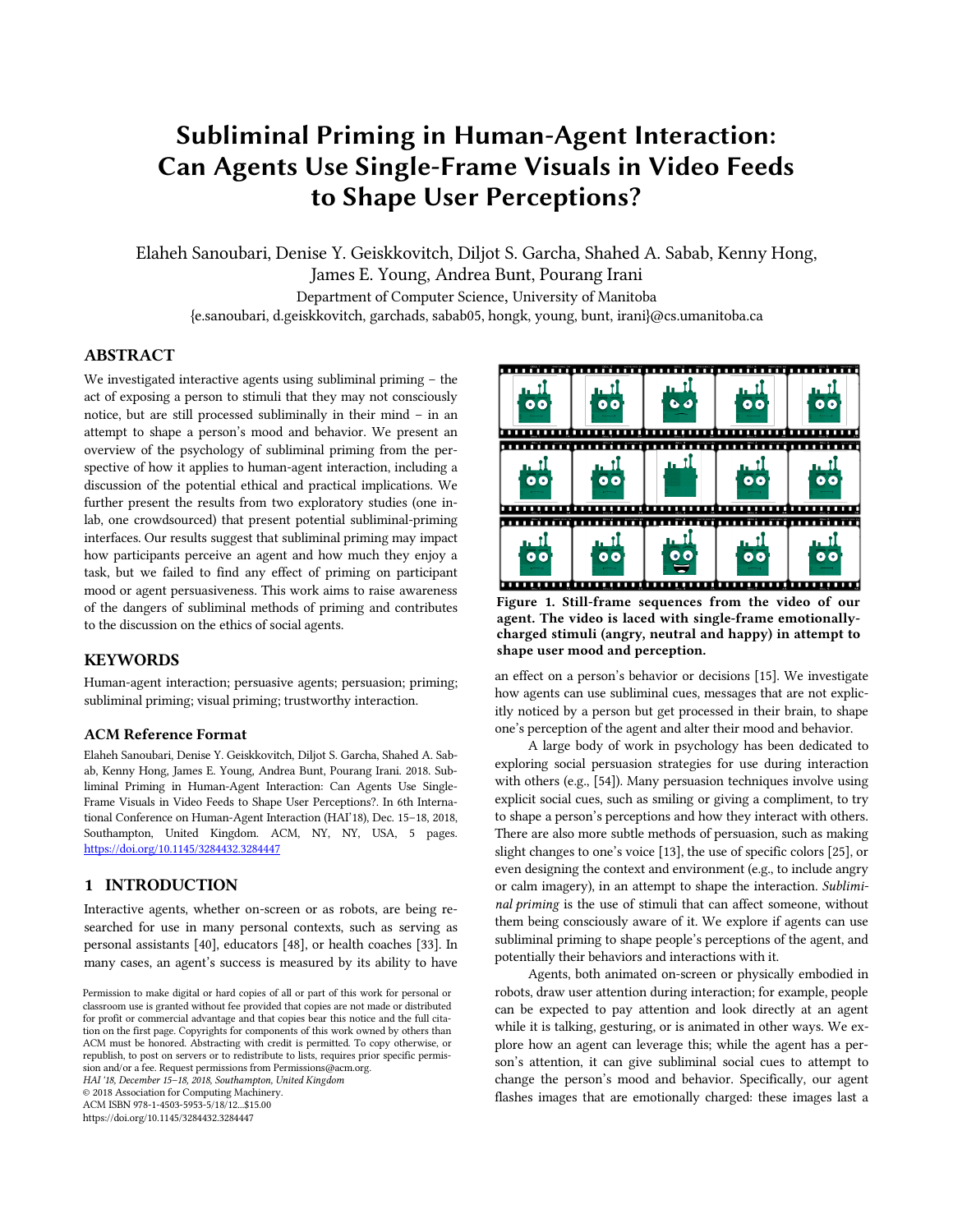# Subliminal Priming in Human-Agent Interaction: Can Agents Use Single-Frame Visuals in Video Feeds to Shape User Perceptions?

Elaheh Sanoubari, Denise Y. Geiskkovitch, Diljot S. Garcha, Shahed A. Sabab, Kenny Hong, James E. Young, Andrea Bunt, Pourang Irani

Department of Computer Science, University of Manitoba

{e.sanoubari, d.geiskkovitch, garchads, sabab05, hongk, young, bunt, irani}@cs.umanitoba.ca

## ABSTRACT

We investigated interactive agents using subliminal priming – the act of exposing a person to stimuli that they may not consciously notice, but are still processed subliminally in their mind – in an attempt to shape a person's mood and behavior. We present an overview of the psychology of subliminal priming from the perspective of how it applies to human-agent interaction, including a discussion of the potential ethical and practical implications. We further present the results from two exploratory studies (one in-lab, one crowdsourced) that present potential subliminal-priming interfaces. Our results suggest that subliminal priming may impact how participants perceive an agent and how much they enjoy a task, but we failed to find any effect of priming on participant mood or agent persuasiveness. This work aims to raise awareness of the dangers of subliminal methods of priming and contributes to the discussion on the ethics of social agents.

## KEYWORDS

Human-agent interaction; persuasive agents; persuasion; priming; subliminal priming; visual priming; trustworthy interaction.

### ACM Reference Format

Elaheh Sanoubari, Denise Y. Geiskkovitch, Diljot S. Garcha, Shahed A. Sabab, Kenny Hong, James E. Young, Andrea Bunt, Pourang Irani. 2018. Subliminal Priming in Human-Agent Interaction: Can Agents Use Single-Frame Visuals in Video Feeds to Shape User Perceptions?. In 6th International Conference on Human-Agent Interaction (HAI'18), Dec. 15–18, 2018, Southampton, United Kingdom. ACM, NY, NY, USA, 5 pages. https://doi.org/10.1145/3284432.3284447

## 1 INTRODUCTION

Interactive agents, whether on-screen or as robots, are being researched for use in many personal contexts, such as serving as personal assistants [40], educators [48], or health coaches [33]. In many cases, an agent's success is measured by its ability to have an effect on a person's behavior or decisions [15]. We investigate how agents can use subliminal cues, messages that are not explicitly noticed by a person but get processed in their brain, to shape one's perception of the agent and alter their mood and behavior.

A large body of work in psychology has been dedicated to exploring social persuasion strategies for use during interaction with others (e.g., [54]). Many persuasion techniques involve using explicit social cues, such as smiling or giving a compliment, to try to shape a person's perceptions and how they interact with others. There are also more subtle methods of persuasion, such as making slight changes to one's voice [13], the use of specific colors [25], or even designing the context and environment (e.g., to include angry or calm imagery), in an attempt to shape the interaction. *Subliminal priming* is the use of stimuli that can affect someone, without them being consciously aware of it. We explore if agents can use subliminal priming to shape people's perceptions of the agent, and potentially their behaviors and interactions with it.

Agents, both animated on-screen or physically embodied in robots, draw user attention during interaction; for example, people can be expected to pay attention and look directly at an agent while it is talking, gesturing, or is animated in other ways. We explore how an agent can leverage this; while the agent has a person's attention, it can give subliminal social cues to attempt to change the person's mood and behavior. Specifically, our agent flashes images that are emotionally charged: these images last a

**Figure 1. Still-frame sequences from the video of our agent. The video is laced with single-frame emotionally-charged stimuli (angry, neutral and happy) in attempt to shape user mood and perception.**

Permission to make digital or hard copies of all or part of this work for personal or classroom use is granted without fee provided that copies are not made or distributed for profit or commercial advantage and that copies bear this notice and the full citation on the first page. Copyrights for components of this work owned by others than ACM must be honored. Abstracting with credit is permitted. To copy otherwise, or republish, to post on servers or to redistribute to lists, requires prior specific permission and/or a fee. Request permissions from Permissions@acm.org.
*HAI '18, December 15–18, 2018, Southampton, United Kingdom*
© 2018 Association for Computing Machinery.
ACM ISBN 978-1-4503-5953-5/18/12...$15.00
https://doi.org/10.1145/3284432.3284447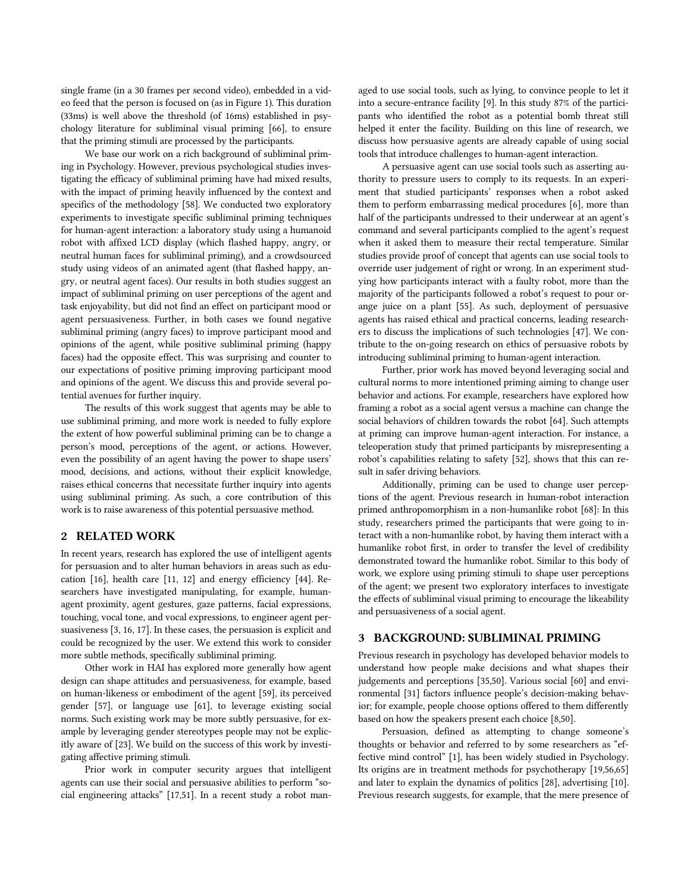single frame (in a 30 frames per second video), embedded in a video feed that the person is focused on (as in Figure 1). This duration (33ms) is well above the threshold (of 16ms) established in psychology literature for subliminal visual priming [66], to ensure that the priming stimuli are processed by the participants.

We base our work on a rich background of subliminal priming in Psychology. However, previous psychological studies investigating the efficacy of subliminal priming have had mixed results, with the impact of priming heavily influenced by the context and specifics of the methodology [58]. We conducted two exploratory experiments to investigate specific subliminal priming techniques for human-agent interaction: a laboratory study using a humanoid robot with affixed LCD display (which flashed happy, angry, or neutral human faces for subliminal priming), and a crowdsourced study using videos of an animated agent (that flashed happy, angry, or neutral agent faces). Our results in both studies suggest an impact of subliminal priming on user perceptions of the agent and task enjoyability, but did not find an effect on participant mood or agent persuasiveness. Further, in both cases we found negative subliminal priming (angry faces) to improve participant mood and opinions of the agent, while positive subliminal priming (happy faces) had the opposite effect. This was surprising and counter to our expectations of positive priming improving participant mood and opinions of the agent. We discuss this and provide several potential avenues for further inquiry.

The results of this work suggest that agents may be able to use subliminal priming, and more work is needed to fully explore the extent of how powerful subliminal priming can be to change a person's mood, perceptions of the agent, or actions. However, even the possibility of an agent having the power to shape users' mood, decisions, and actions, without their explicit knowledge, raises ethical concerns that necessitate further inquiry into agents using subliminal priming. As such, a core contribution of this work is to raise awareness of this potential persuasive method.

## 2 RELATED WORK

In recent years, research has explored the use of intelligent agents for persuasion and to alter human behaviors in areas such as education [16], health care [11, 12] and energy efficiency [44]. Researchers have investigated manipulating, for example, human-agent proximity, agent gestures, gaze patterns, facial expressions, touching, vocal tone, and vocal expressions, to engineer agent persuasiveness [3, 16, 17]. In these cases, the persuasion is explicit and could be recognized by the user. We extend this work to consider more subtle methods, specifically subliminal priming.

Other work in HAI has explored more generally how agent design can shape attitudes and persuasiveness, for example, based on human-likeness or embodiment of the agent [59], its perceived gender [57], or language use [61], to leverage existing social norms. Such existing work may be more subtly persuasive, for example by leveraging gender stereotypes people may not be explicitly aware of [23]. We build on the success of this work by investigating affective priming stimuli.

Prior work in computer security argues that intelligent agents can use their social and persuasive abilities to perform "social engineering attacks" [17,51]. In a recent study a robot managed to use social tools, such as lying, to convince people to let it into a secure-entrance facility [9]. In this study 87% of the participants who identified the robot as a potential bomb threat still helped it enter the facility. Building on this line of research, we discuss how persuasive agents are already capable of using social tools that introduce challenges to human-agent interaction.

A persuasive agent can use social tools such as asserting authority to pressure users to comply to its requests. In an experiment that studied participants' responses when a robot asked them to perform embarrassing medical procedures [6], more than half of the participants undressed to their underwear at an agent's command and several participants complied to the agent's request when it asked them to measure their rectal temperature. Similar studies provide proof of concept that agents can use social tools to override user judgement of right or wrong. In an experiment studying how participants interact with a faulty robot, more than the majority of the participants followed a robot's request to pour orange juice on a plant [55]. As such, deployment of persuasive agents has raised ethical and practical concerns, leading researchers to discuss the implications of such technologies [47]. We contribute to the on-going research on ethics of persuasive robots by introducing subliminal priming to human-agent interaction.

Further, prior work has moved beyond leveraging social and cultural norms to more intentioned priming aiming to change user behavior and actions. For example, researchers have explored how framing a robot as a social agent versus a machine can change the social behaviors of children towards the robot [64]. Such attempts at priming can improve human-agent interaction. For instance, a teleoperation study that primed participants by misrepresenting a robot's capabilities relating to safety [52], shows that this can result in safer driving behaviors.

Additionally, priming can be used to change user perceptions of the agent. Previous research in human-robot interaction primed anthropomorphism in a non-humanlike robot [68]: In this study, researchers primed the participants that were going to interact with a non-humanlike robot, by having them interact with a humanlike robot first, in order to transfer the level of credibility demonstrated toward the humanlike robot. Similar to this body of work, we explore using priming stimuli to shape user perceptions of the agent; we present two exploratory interfaces to investigate the effects of subliminal visual priming to encourage the likeability and persuasiveness of a social agent.

## 3 BACKGROUND: SUBLIMINAL PRIMING

Previous research in psychology has developed behavior models to understand how people make decisions and what shapes their judgements and perceptions [35,50]. Various social [60] and environmental [31] factors influence people's decision-making behavior; for example, people choose options offered to them differently based on how the speakers present each choice [8,50].

Persuasion, defined as attempting to change someone's thoughts or behavior and referred to by some researchers as "effective mind control" [1], has been widely studied in Psychology. Its origins are in treatment methods for psychotherapy [19,56,65] and later to explain the dynamics of politics [28], advertising [10]. Previous research suggests, for example, that the mere presence of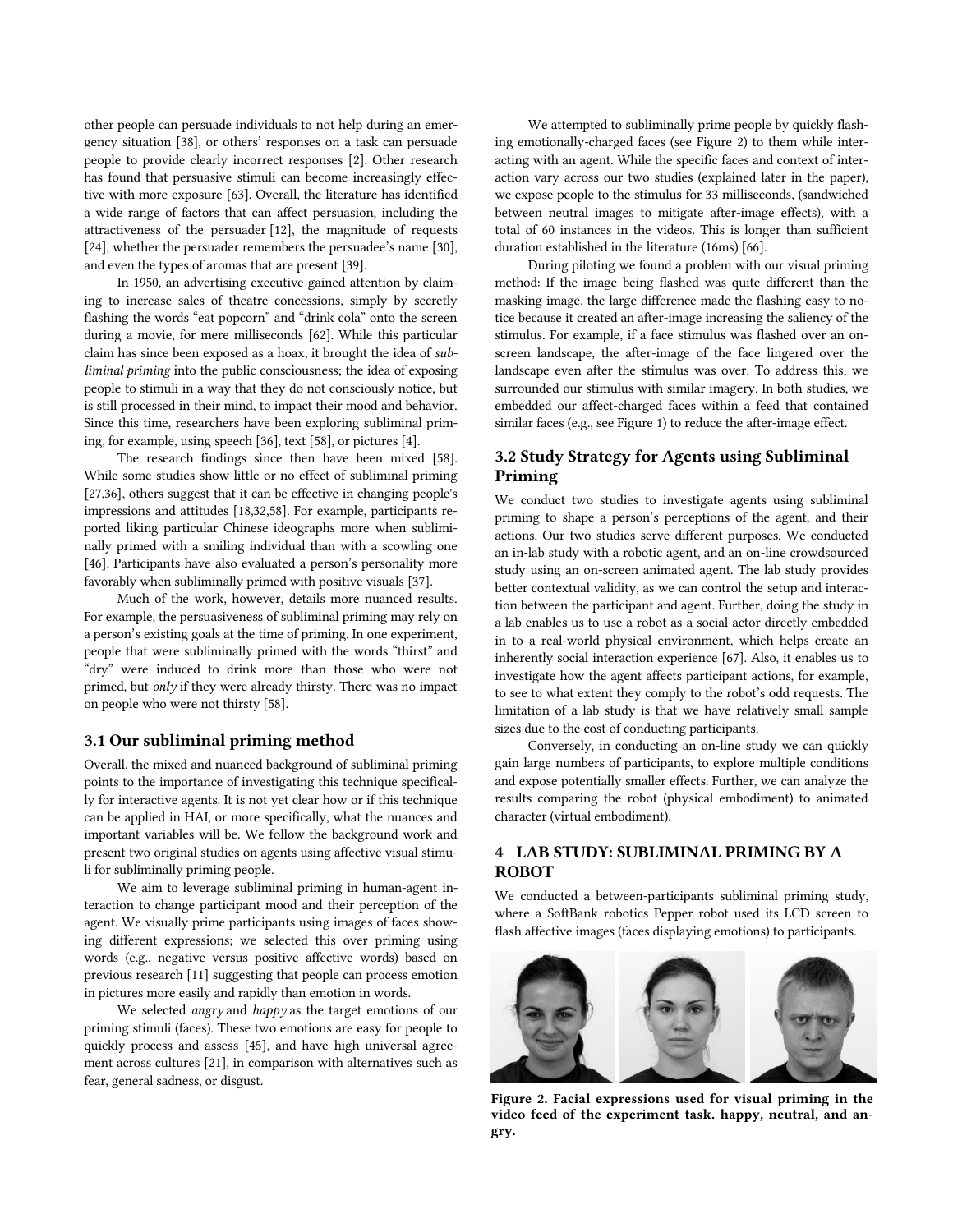other people can persuade individuals to not help during an emergency situation [38], or others' responses on a task can persuade people to provide clearly incorrect responses [2]. Other research has found that persuasive stimuli can become increasingly effective with more exposure [63]. Overall, the literature has identified a wide range of factors that can affect persuasion, including the attractiveness of the persuader [12], the magnitude of requests [24], whether the persuader remembers the persuadee's name [30], and even the types of aromas that are present [39].

In 1950, an advertising executive gained attention by claiming to increase sales of theatre concessions, simply by secretly flashing the words "eat popcorn" and "drink cola" onto the screen during a movie, for mere milliseconds [62]. While this particular claim has since been exposed as a hoax, it brought the idea of *subliminal priming* into the public consciousness; the idea of exposing people to stimuli in a way that they do not consciously notice, but is still processed in their mind, to impact their mood and behavior. Since this time, researchers have been exploring subliminal priming, for example, using speech [36], text [58], or pictures [4].

The research findings since then have been mixed [58]. While some studies show little or no effect of subliminal priming [27,36], others suggest that it can be effective in changing people's impressions and attitudes [18,32,58]. For example, participants reported liking particular Chinese ideographs more when subliminally primed with a smiling individual than with a scowling one [46]. Participants have also evaluated a person's personality more favorably when subliminally primed with positive visuals [37].

Much of the work, however, details more nuanced results. For example, the persuasiveness of subliminal priming may rely on a person's existing goals at the time of priming. In one experiment, people that were subliminally primed with the words "thirst" and "dry" were induced to drink more than those who were not primed, but *only* if they were already thirsty. There was no impact on people who were not thirsty [58].

### 3.1 Our subliminal priming method

Overall, the mixed and nuanced background of subliminal priming points to the importance of investigating this technique specifically for interactive agents. It is not yet clear how or if this technique can be applied in HAI, or more specifically, what the nuances and important variables will be. We follow the background work and present two original studies on agents using affective visual stimuli for subliminally priming people.

We aim to leverage subliminal priming in human-agent interaction to change participant mood and their perception of the agent. We visually prime participants using images of faces showing different expressions; we selected this over priming using words (e.g., negative versus positive affective words) based on previous research [11] suggesting that people can process emotion in pictures more easily and rapidly than emotion in words.

We selected *angry* and *happy* as the target emotions of our priming stimuli (faces). These two emotions are easy for people to quickly process and assess [45], and have high universal agreement across cultures [21], in comparison with alternatives such as fear, general sadness, or disgust.

We attempted to subliminally prime people by quickly flashing emotionally-charged faces (see Figure 2) to them while interacting with an agent. While the specific faces and context of interaction vary across our two studies (explained later in the paper), we expose people to the stimulus for 33 milliseconds, (sandwiched between neutral images to mitigate after-image effects), with a total of 60 instances in the videos. This is longer than sufficient duration established in the literature (16ms) [66].

During piloting we found a problem with our visual priming method: If the image being flashed was quite different than the masking image, the large difference made the flashing easy to notice because it created an after-image increasing the saliency of the stimulus. For example, if a face stimulus was flashed over an on-screen landscape, the after-image of the face lingered over the landscape even after the stimulus was over. To address this, we surrounded our stimulus with similar imagery. In both studies, we embedded our affect-charged faces within a feed that contained similar faces (e.g., see Figure 1) to reduce the after-image effect.

### 3.2 Study Strategy for Agents using Subliminal Priming

We conduct two studies to investigate agents using subliminal priming to shape a person's perceptions of the agent, and their actions. Our two studies serve different purposes. We conducted an in-lab study with a robotic agent, and an on-line crowdsourced study using an on-screen animated agent. The lab study provides better contextual validity, as we can control the setup and interaction between the participant and agent. Further, doing the study in a lab enables us to use a robot as a social actor directly embedded in to a real-world physical environment, which helps create an inherently social interaction experience [67]. Also, it enables us to investigate how the agent affects participant actions, for example, to see to what extent they comply to the robot's odd requests. The limitation of a lab study is that we have relatively small sample sizes due to the cost of conducting participants.

Conversely, in conducting an on-line study we can quickly gain large numbers of participants, to explore multiple conditions and expose potentially smaller effects. Further, we can analyze the results comparing the robot (physical embodiment) to animated character (virtual embodiment).

## 4 LAB STUDY: SUBLIMINAL PRIMING BY A ROBOT

We conducted a between-participants subliminal priming study, where a SoftBank robotics Pepper robot used its LCD screen to flash affective images (faces displaying emotions) to participants.

**Figure 2. Facial expressions used for visual priming in the video feed of the experiment task. happy, neutral, and angry.**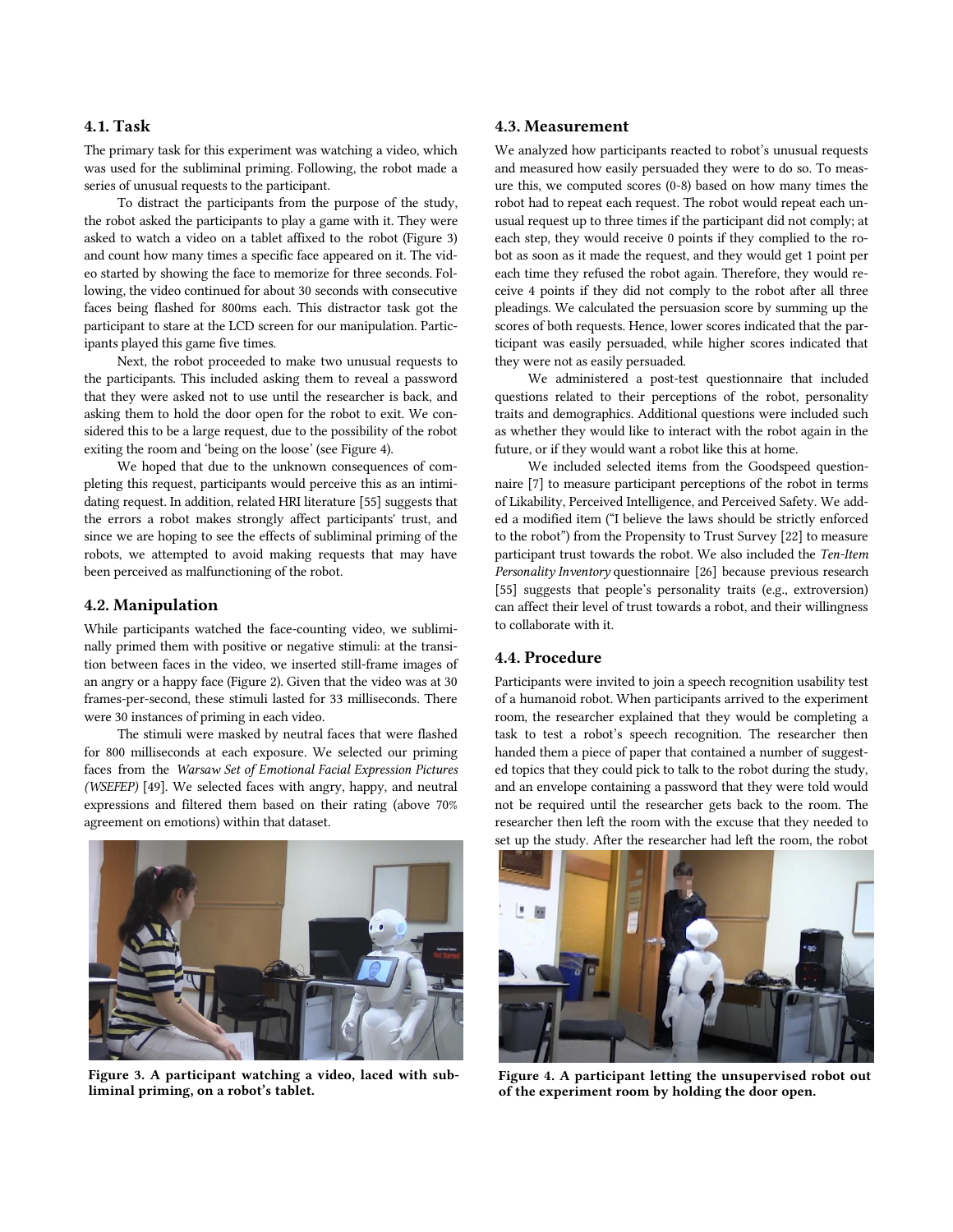### 4.1. Task

The primary task for this experiment was watching a video, which was used for the subliminal priming. Following, the robot made a series of unusual requests to the participant.

To distract the participants from the purpose of the study, the robot asked the participants to play a game with it. They were asked to watch a video on a tablet affixed to the robot (Figure 3) and count how many times a specific face appeared on it. The video started by showing the face to memorize for three seconds. Following, the video continued for about 30 seconds with consecutive faces being flashed for 800ms each. This distractor task got the participant to stare at the LCD screen for our manipulation. Participants played this game five times.

Next, the robot proceeded to make two unusual requests to the participants. This included asking them to reveal a password that they were asked not to use until the researcher is back, and asking them to hold the door open for the robot to exit. We considered this to be a large request, due to the possibility of the robot exiting the room and 'being on the loose' (see Figure 4).

We hoped that due to the unknown consequences of completing this request, participants would perceive this as an intimidating request. In addition, related HRI literature [55] suggests that the errors a robot makes strongly affect participants' trust, and since we are hoping to see the effects of subliminal priming of the robots, we attempted to avoid making requests that may have been perceived as malfunctioning of the robot.

### 4.2. Manipulation

While participants watched the face-counting video, we subliminally primed them with positive or negative stimuli: at the transition between faces in the video, we inserted still-frame images of an angry or a happy face (Figure 2). Given that the video was at 30 frames-per-second, these stimuli lasted for 33 milliseconds. There were 30 instances of priming in each video.

The stimuli were masked by neutral faces that were flashed for 800 milliseconds at each exposure. We selected our priming faces from the *Warsaw Set of Emotional Facial Expression Pictures (WSEFEP)* [49]. We selected faces with angry, happy, and neutral expressions and filtered them based on their rating (above 70% agreement on emotions) within that dataset.

**Figure 3. A participant watching a video, laced with subliminal priming, on a robot's tablet.**

### 4.3. Measurement

We analyzed how participants reacted to robot's unusual requests and measured how easily persuaded they were to do so. To measure this, we computed scores (0-8) based on how many times the robot had to repeat each request. The robot would repeat each unusual request up to three times if the participant did not comply; at each step, they would receive 0 points if they complied to the robot as soon as it made the request, and they would get 1 point per each time they refused the robot again. Therefore, they would receive 4 points if they did not comply to the robot after all three pleadings. We calculated the persuasion score by summing up the scores of both requests. Hence, lower scores indicated that the participant was easily persuaded, while higher scores indicated that they were not as easily persuaded.

We administered a post-test questionnaire that included questions related to their perceptions of the robot, personality traits and demographics. Additional questions were included such as whether they would like to interact with the robot again in the future, or if they would want a robot like this at home.

We included selected items from the Goodspeed questionnaire [7] to measure participant perceptions of the robot in terms of Likability, Perceived Intelligence, and Perceived Safety. We added a modified item ("I believe the laws should be strictly enforced to the robot") from the Propensity to Trust Survey [22] to measure participant trust towards the robot. We also included the *Ten-Item Personality Inventory* questionnaire [26] because previous research [55] suggests that people's personality traits (e.g., extroversion) can affect their level of trust towards a robot, and their willingness to collaborate with it.

### 4.4. Procedure

Participants were invited to join a speech recognition usability test of a humanoid robot. When participants arrived to the experiment room, the researcher explained that they would be completing a task to test a robot's speech recognition. The researcher then handed them a piece of paper that contained a number of suggested topics that they could pick to talk to the robot during the study, and an envelope containing a password that they were told would not be required until the researcher gets back to the room. The researcher then left the room with the excuse that they needed to set up the study. After the researcher had left the room, the robot

**Figure 4. A participant letting the unsupervised robot out of the experiment room by holding the door open.**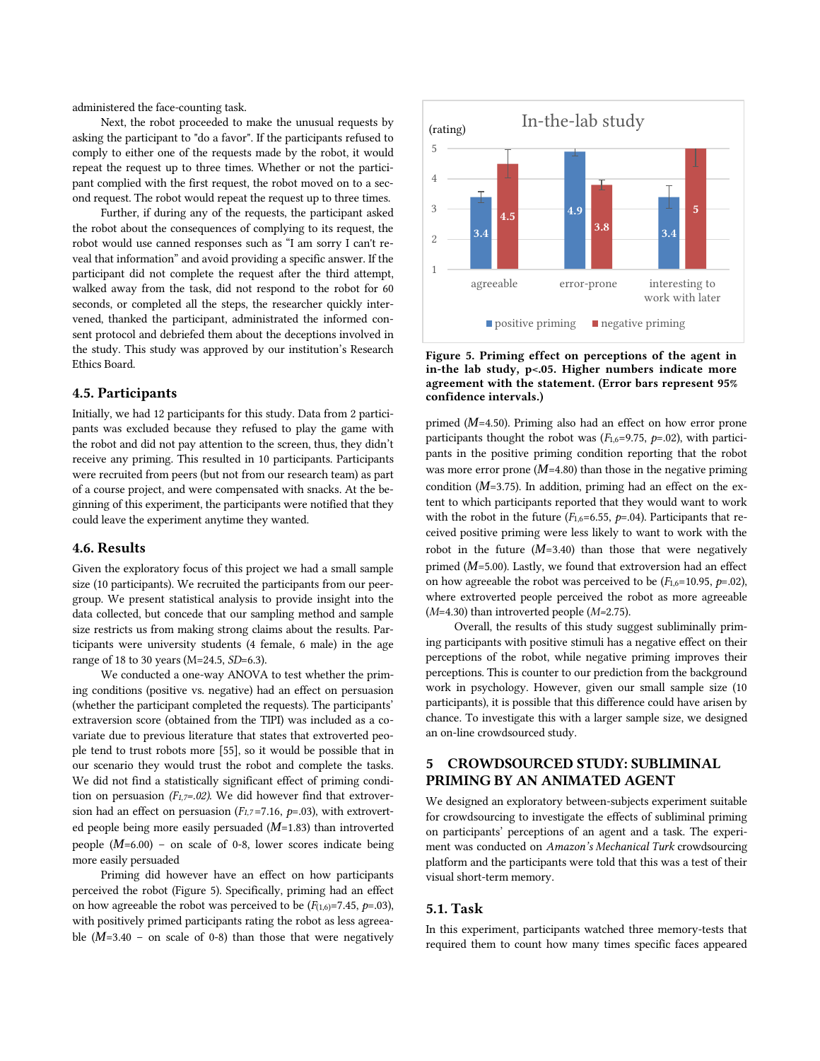administered the face-counting task.

Next, the robot proceeded to make the unusual requests by asking the participant to "do a favor". If the participants refused to comply to either one of the requests made by the robot, it would repeat the request up to three times. Whether or not the participant complied with the first request, the robot moved on to a second request. The robot would repeat the request up to three times.

Further, if during any of the requests, the participant asked the robot about the consequences of complying to its request, the robot would use canned responses such as "I am sorry I can't reveal that information" and avoid providing a specific answer. If the participant did not complete the request after the third attempt, walked away from the task, did not respond to the robot for 60 seconds, or completed all the steps, the researcher quickly intervened, thanked the participant, administrated the informed consent protocol and debriefed them about the deceptions involved in the study. This study was approved by our institution's Research Ethics Board.

### 4.5. Participants

Initially, we had 12 participants for this study. Data from 2 participants was excluded because they refused to play the game with the robot and did not pay attention to the screen, thus, they didn't receive any priming. This resulted in 10 participants. Participants were recruited from peers (but not from our research team) as part of a course project, and were compensated with snacks. At the beginning of this experiment, the participants were notified that they could leave the experiment anytime they wanted.

### 4.6. Results

Given the exploratory focus of this project we had a small sample size (10 participants). We recruited the participants from our peer-group. We present statistical analysis to provide insight into the data collected, but concede that our sampling method and sample size restricts us from making strong claims about the results. Participants were university students (4 female, 6 male) in the age range of 18 to 30 years (M=24.5, *SD*=6.3).

We conducted a one-way ANOVA to test whether the priming conditions (positive vs. negative) had an effect on persuasion (whether the participant completed the requests). The participants' extraversion score (obtained from the TIPI) was included as a covariate due to previous literature that states that extroverted people tend to trust robots more [55], so it would be possible that in our scenario they would trust the robot and complete the tasks. We did not find a statistically significant effect of priming condition on persuasion *($F_{1,7}$=.02)*. We did however find that extroversion had an effect on persuasion ($F_{1,7}$=7.16, *p*=.03), with extroverted people being more easily persuaded (*M*=1.83) than introverted people (*M*=6.00) – on scale of 0-8, lower scores indicate being more easily persuaded

Priming did however have an effect on how participants perceived the robot (Figure 5). Specifically, priming had an effect on how agreeable the robot was perceived to be ($F_{(1,6)}$=7.45, *p*=.03), with positively primed participants rating the robot as less agreeable (*M*=3.40 – on scale of 0-8) than those that were negatively primed (*M*=4.50). Priming also had an effect on how error prone participants thought the robot was ($F_{1,6}$=9.75, *p*=.02), with participants in the positive priming condition reporting that the robot was more error prone (*M*=4.80) than those in the negative priming condition (*M*=3.75). In addition, priming had an effect on the extent to which participants reported that they would want to work with the robot in the future ($F_{1,6}$=6.55, *p*=.04). Participants that received positive priming were less likely to want to work with the robot in the future (*M*=3.40) than those that were negatively primed (*M*=5.00). Lastly, we found that extroversion had an effect on how agreeable the robot was perceived to be ($F_{1,6}$=10.95, *p*=.02), where extroverted people perceived the robot as more agreeable (*M*=4.30) than introverted people (*M*=2.75).

**Figure 5. Priming effect on perceptions of the agent in in-the lab study, p<.05. Higher numbers indicate more agreement with the statement. (Error bars represent 95% confidence intervals.)**

Overall, the results of this study suggest subliminally priming participants with positive stimuli has a negative effect on their perceptions of the robot, while negative priming improves their perceptions. This is counter to our prediction from the background work in psychology. However, given our small sample size (10 participants), it is possible that this difference could have arisen by chance. To investigate this with a larger sample size, we designed an on-line crowdsourced study.

## 5 CROWDSOURCED STUDY: SUBLIMINAL PRIMING BY AN ANIMATED AGENT

We designed an exploratory between-subjects experiment suitable for crowdsourcing to investigate the effects of subliminal priming on participants' perceptions of an agent and a task. The experiment was conducted on *Amazon's Mechanical Turk* crowdsourcing platform and the participants were told that this was a test of their visual short-term memory.

### 5.1. Task

In this experiment, participants watched three memory-tests that required them to count how many times specific faces appeared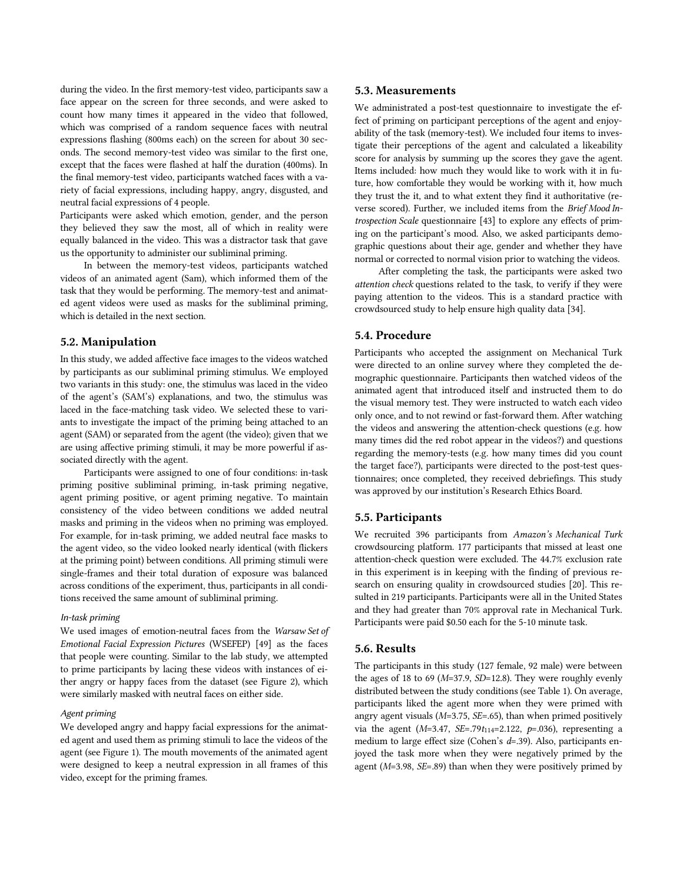during the video. In the first memory-test video, participants saw a face appear on the screen for three seconds, and were asked to count how many times it appeared in the video that followed, which was comprised of a random sequence faces with neutral expressions flashing (800ms each) on the screen for about 30 seconds. The second memory-test video was similar to the first one, except that the faces were flashed at half the duration (400ms). In the final memory-test video, participants watched faces with a variety of facial expressions, including happy, angry, disgusted, and neutral facial expressions of 4 people.
Participants were asked which emotion, gender, and the person they believed they saw the most, all of which in reality were equally balanced in the video. This was a distractor task that gave us the opportunity to administer our subliminal priming.

In between the memory-test videos, participants watched videos of an animated agent (Sam), which informed them of the task that they would be performing. The memory-test and animated agent videos were used as masks for the subliminal priming, which is detailed in the next section.

### 5.2. Manipulation

In this study, we added affective face images to the videos watched by participants as our subliminal priming stimulus. We employed two variants in this study: one, the stimulus was laced in the video of the agent's (SAM's) explanations, and two, the stimulus was laced in the face-matching task video. We selected these to variants to investigate the impact of the priming being attached to an agent (SAM) or separated from the agent (the video); given that we are using affective priming stimuli, it may be more powerful if associated directly with the agent.

Participants were assigned to one of four conditions: in-task priming positive subliminal priming, in-task priming negative, agent priming positive, or agent priming negative. To maintain consistency of the video between conditions we added neutral masks and priming in the videos when no priming was employed. For example, for in-task priming, we added neutral face masks to the agent video, so the video looked nearly identical (with flickers at the priming point) between conditions. All priming stimuli were single-frames and their total duration of exposure was balanced across conditions of the experiment, thus, participants in all conditions received the same amount of subliminal priming.

#### *In-task priming*

We used images of emotion-neutral faces from the *Warsaw Set of Emotional Facial Expression Pictures* (WSEFEP) [49] as the faces that people were counting. Similar to the lab study, we attempted to prime participants by lacing these videos with instances of either angry or happy faces from the dataset (see Figure 2), which were similarly masked with neutral faces on either side.

#### *Agent priming*

We developed angry and happy facial expressions for the animated agent and used them as priming stimuli to lace the videos of the agent (see Figure 1). The mouth movements of the animated agent were designed to keep a neutral expression in all frames of this video, except for the priming frames.

### 5.3. Measurements

We administrated a post-test questionnaire to investigate the effect of priming on participant perceptions of the agent and enjoyability of the task (memory-test). We included four items to investigate their perceptions of the agent and calculated a likeability score for analysis by summing up the scores they gave the agent. Items included: how much they would like to work with it in future, how comfortable they would be working with it, how much they trust the it, and to what extent they find it authoritative (reverse scored). Further, we included items from the *Brief Mood Introspection Scale* questionnaire [43] to explore any effects of priming on the participant's mood. Also, we asked participants demographic questions about their age, gender and whether they have normal or corrected to normal vision prior to watching the videos.

After completing the task, the participants were asked two *attention check* questions related to the task, to verify if they were paying attention to the videos. This is a standard practice with crowdsourced study to help ensure high quality data [34].

### 5.4. Procedure

Participants who accepted the assignment on Mechanical Turk were directed to an online survey where they completed the demographic questionnaire. Participants then watched videos of the animated agent that introduced itself and instructed them to do the visual memory test. They were instructed to watch each video only once, and to not rewind or fast-forward them. After watching the videos and answering the attention-check questions (e.g. how many times did the red robot appear in the videos?) and questions regarding the memory-tests (e.g. how many times did you count the target face?), participants were directed to the post-test questionnaires; once completed, they received debriefings. This study was approved by our institution's Research Ethics Board.

### 5.5. Participants

We recruited 396 participants from *Amazon's Mechanical Turk* crowdsourcing platform. 177 participants that missed at least one attention-check question were excluded. The 44.7% exclusion rate in this experiment is in keeping with the finding of previous research on ensuring quality in crowdsourced studies [20]. This resulted in 219 participants. Participants were all in the United States and they had greater than 70% approval rate in Mechanical Turk. Participants were paid \$0.50 each for the 5-10 minute task.

### 5.6. Results

The participants in this study (127 female, 92 male) were between the ages of 18 to 69 ($M$=37.9, $SD$=12.8). They were roughly evenly distributed between the study conditions (see Table 1). On average, participants liked the agent more when they were primed with angry agent visuals ($M$=3.75, $SE$=.65), than when primed positively via the agent ($M$=3.47, $SE$=.79 $t_{114}$=2.122, $p$=.036), representing a medium to large effect size (Cohen's $d$=.39). Also, participants enjoyed the task more when they were negatively primed by the agent ($M$=3.98, $SE$=.89) than when they were positively primed by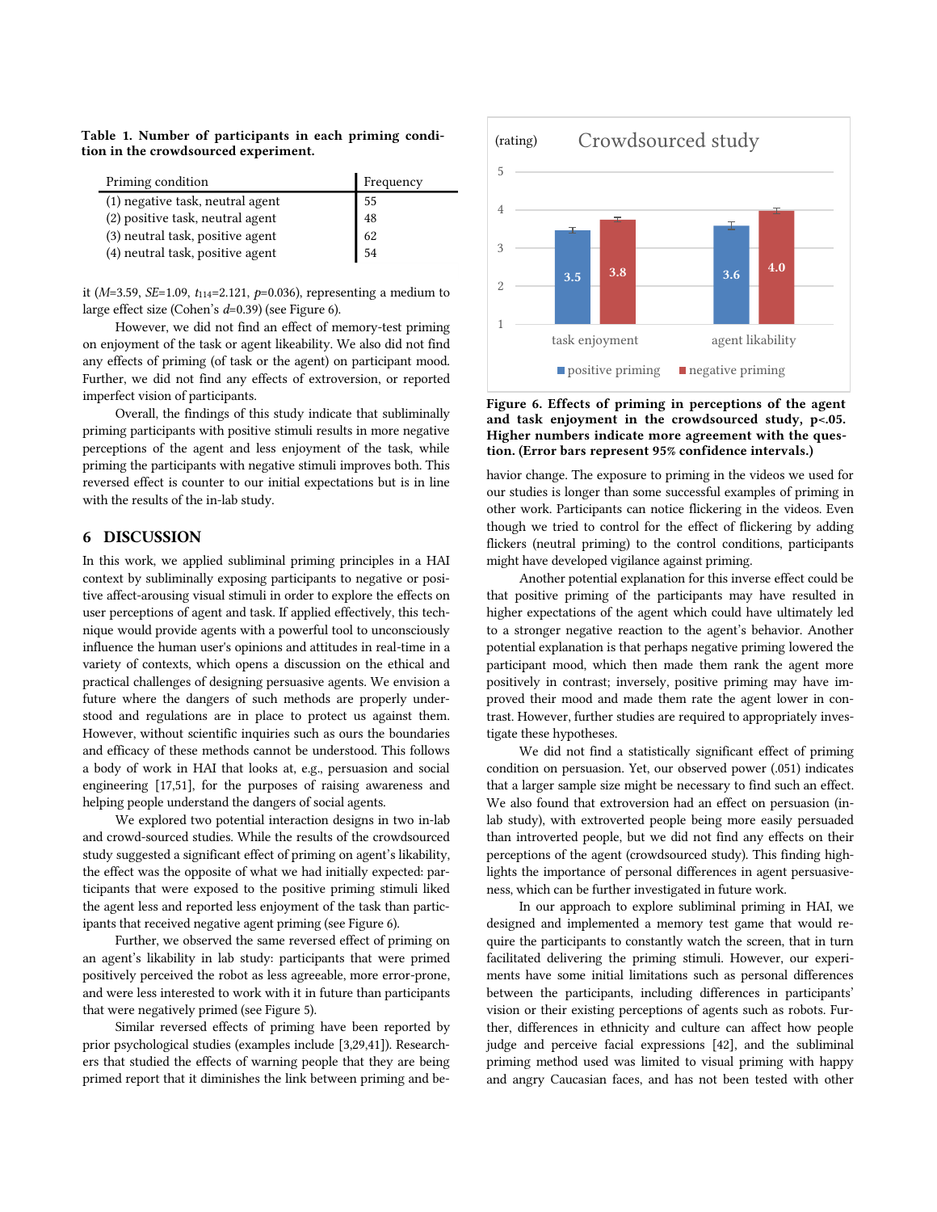**Table 1. Number of participants in each priming condition in the crowdsourced experiment.**

| Priming condition | Frequency |
|---|---|
| (1) negative task, neutral agent | 55 |
| (2) positive task, neutral agent | 48 |
| (3) neutral task, positive agent | 62 |
| (4) neutral task, positive agent | 54 |

it ($M$=3.59, $SE$=1.09, $t_{114}$=2.121, $p$=0.036), representing a medium to large effect size (Cohen's $d$=0.39) (see Figure 6).

However, we did not find an effect of memory-test priming on enjoyment of the task or agent likeability. We also did not find any effects of priming (of task or the agent) on participant mood. Further, we did not find any effects of extroversion, or reported imperfect vision of participants.

Overall, the findings of this study indicate that subliminally priming participants with positive stimuli results in more negative perceptions of the agent and less enjoyment of the task, while priming the participants with negative stimuli improves both. This reversed effect is counter to our initial expectations but is in line with the results of the in-lab study.

(rating)
Crowdsourced study
5
4
3
2
1
3.5
3.8
3.6
4.0
task enjoyment
agent likability
positive priming
negative priming

**Figure 6. Effects of priming in perceptions of the agent and task enjoyment in the crowdsourced study, p<.05. Higher numbers indicate more agreement with the question. (Error bars represent 95% confidence intervals.)**

## 6 DISCUSSION

In this work, we applied subliminal priming principles in a HAI context by subliminally exposing participants to negative or positive affect-arousing visual stimuli in order to explore the effects on user perceptions of agent and task. If applied effectively, this technique would provide agents with a powerful tool to unconsciously influence the human user's opinions and attitudes in real-time in a variety of contexts, which opens a discussion on the ethical and practical challenges of designing persuasive agents. We envision a future where the dangers of such methods are properly understood and regulations are in place to protect us against them. However, without scientific inquiries such as ours the boundaries and efficacy of these methods cannot be understood. This follows a body of work in HAI that looks at, e.g., persuasion and social engineering [17,51], for the purposes of raising awareness and helping people understand the dangers of social agents.

We explored two potential interaction designs in two in-lab and crowd-sourced studies. While the results of the crowdsourced study suggested a significant effect of priming on agent's likability, the effect was the opposite of what we had initially expected: participants that were exposed to the positive priming stimuli liked the agent less and reported less enjoyment of the task than participants that received negative agent priming (see Figure 6).

Further, we observed the same reversed effect of priming on an agent's likability in lab study: participants that were primed positively perceived the robot as less agreeable, more error-prone, and were less interested to work with it in future than participants that were negatively primed (see Figure 5).

Similar reversed effects of priming have been reported by prior psychological studies (examples include [3,29,41]). Researchers that studied the effects of warning people that they are being primed report that it diminishes the link between priming and behavior change. The exposure to priming in the videos we used for our studies is longer than some successful examples of priming in other work. Participants can notice flickering in the videos. Even though we tried to control for the effect of flickering by adding flickers (neutral priming) to the control conditions, participants might have developed vigilance against priming.

Another potential explanation for this inverse effect could be that positive priming of the participants may have resulted in higher expectations of the agent which could have ultimately led to a stronger negative reaction to the agent's behavior. Another potential explanation is that perhaps negative priming lowered the participant mood, which then made them rank the agent more positively in contrast; inversely, positive priming may have improved their mood and made them rate the agent lower in contrast. However, further studies are required to appropriately investigate these hypotheses.

We did not find a statistically significant effect of priming condition on persuasion. Yet, our observed power (.051) indicates that a larger sample size might be necessary to find such an effect. We also found that extroversion had an effect on persuasion (in-lab study), with extroverted people being more easily persuaded than introverted people, but we did not find any effects on their perceptions of the agent (crowdsourced study). This finding highlights the importance of personal differences in agent persuasiveness, which can be further investigated in future work.

In our approach to explore subliminal priming in HAI, we designed and implemented a memory test game that would require the participants to constantly watch the screen, that in turn facilitated delivering the priming stimuli. However, our experiments have some initial limitations such as personal differences between the participants, including differences in participants' vision or their existing perceptions of agents such as robots. Further, differences in ethnicity and culture can affect how people judge and perceive facial expressions [42], and the subliminal priming method used was limited to visual priming with happy and angry Caucasian faces, and has not been tested with other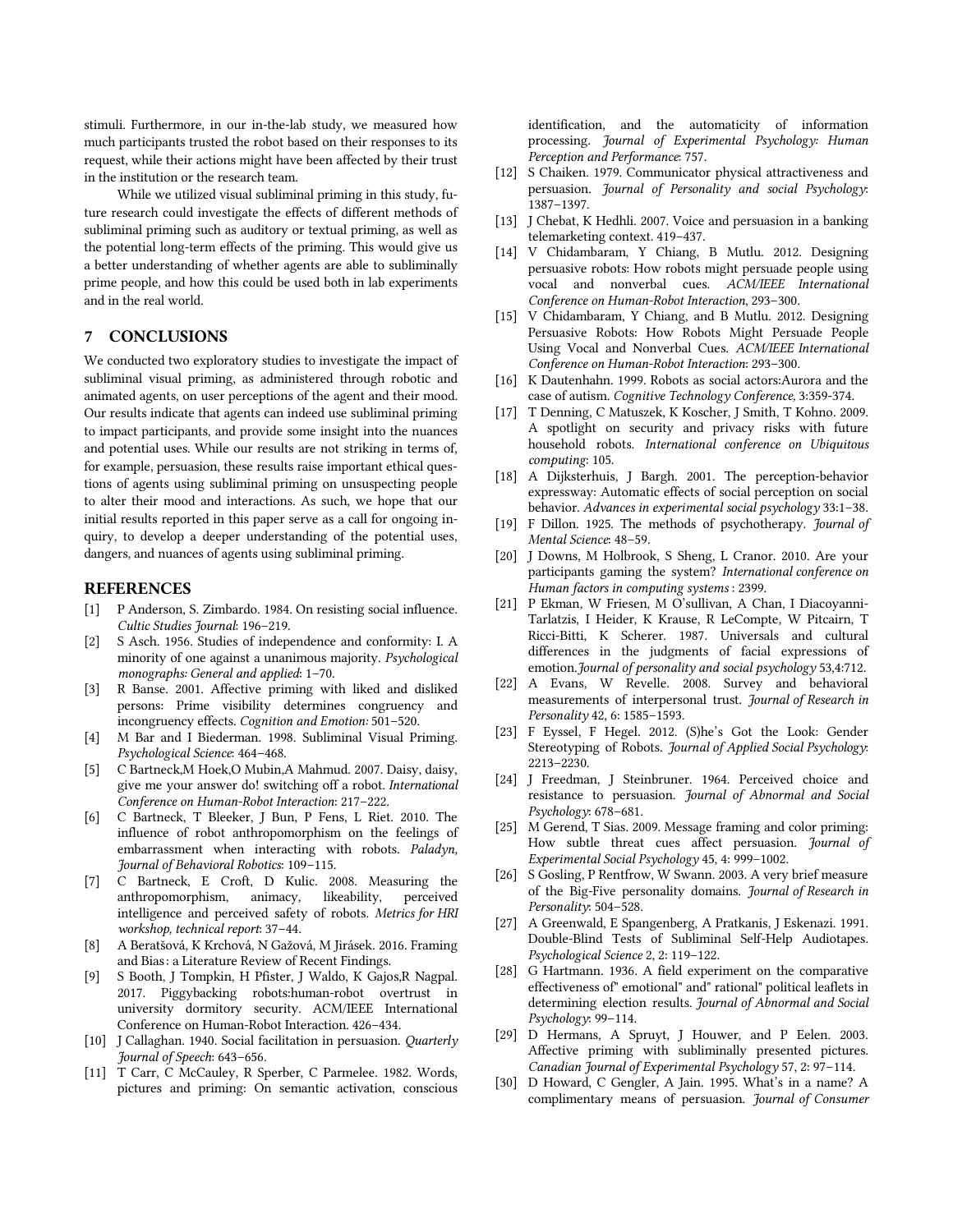stimuli. Furthermore, in our in-the-lab study, we measured how much participants trusted the robot based on their responses to its request, while their actions might have been affected by their trust in the institution or the research team.

While we utilized visual subliminal priming in this study, future research could investigate the effects of different methods of subliminal priming such as auditory or textual priming, as well as the potential long-term effects of the priming. This would give us a better understanding of whether agents are able to subliminally prime people, and how this could be used both in lab experiments and in the real world.

## 7 CONCLUSIONS

We conducted two exploratory studies to investigate the impact of subliminal visual priming, as administered through robotic and animated agents, on user perceptions of the agent and their mood. Our results indicate that agents can indeed use subliminal priming to impact participants, and provide some insight into the nuances and potential uses. While our results are not striking in terms of, for example, persuasion, these results raise important ethical questions of agents using subliminal priming on unsuspecting people to alter their mood and interactions. As such, we hope that our initial results reported in this paper serve as a call for ongoing inquiry, to develop a deeper understanding of the potential uses, dangers, and nuances of agents using subliminal priming.

## REFERENCES

[1] P Anderson, S. Zimbardo. 1984. On resisting social influence. *Cultic Studies Journal*: 196–219.

[2] S Asch. 1956. Studies of independence and conformity: I. A minority of one against a unanimous majority. *Psychological monographs: General and applied*: 1–70.

[3] R Banse. 2001. Affective priming with liked and disliked persons: Prime visibility determines congruency and incongruency effects. *Cognition and Emotion:* 501–520.

[4] M Bar and I Biederman. 1998. Subliminal Visual Priming. *Psychological Science*: 464–468.

[5] C Bartneck,M Hoek,O Mubin,A Mahmud. 2007. Daisy, daisy, give me your answer do! switching off a robot. *International Conference on Human-Robot Interaction*: 217–222.

[6] C Bartneck, T Bleeker, J Bun, P Fens, L Riet. 2010. The influence of robot anthropomorphism on the feelings of embarrassment when interacting with robots. *Paladyn, Journal of Behavioral Robotics*: 109–115.

[7] C Bartneck, E Croft, D Kulic. 2008. Measuring the anthropomorphism, animacy, likeability, perceived intelligence and perceived safety of robots. *Metrics for HRI workshop, technical report*: 37–44.

[8] A Beratšová, K Krchová, N Gažová, M Jirásek. 2016. Framing and Bias : a Literature Review of Recent Findings.

[9] S Booth, J Tompkin, H Pfister, J Waldo, K Gajos,R Nagpal. 2017. Piggybacking robots:human-robot overtrust in university dormitory security. ACM/IEEE International Conference on Human-Robot Interaction. 426–434.

[10] J Callaghan. 1940. Social facilitation in persuasion. *Quarterly Journal of Speech*: 643–656.

[11] T Carr, C McCauley, R Sperber, C Parmelee. 1982. Words, pictures and priming: On semantic activation, conscious identification, and the automaticity of information processing. *Journal of Experimental Psychology: Human Perception and Performance*: 757.

[12] S Chaiken. 1979. Communicator physical attractiveness and persuasion. *Journal of Personality and social Psychology*: 1387–1397.

[13] J Chebat, K Hedhli. 2007. Voice and persuasion in a banking telemarketing context. 419–437.

[14] V Chidambaram, Y Chiang, B Mutlu. 2012. Designing persuasive robots: How robots might persuade people using vocal and nonverbal cues. *ACM/IEEE International Conference on Human-Robot Interaction*, 293–300.

[15] V Chidambaram, Y Chiang, and B Mutlu. 2012. Designing Persuasive Robots: How Robots Might Persuade People Using Vocal and Nonverbal Cues. *ACM/IEEE International Conference on Human-Robot Interaction*: 293–300.

[16] K Dautenhahn. 1999. Robots as social actors:Aurora and the case of autism. *Cognitive Technology Conference*, 3:359-374.

[17] T Denning, C Matuszek, K Koscher, J Smith, T Kohno. 2009. A spotlight on security and privacy risks with future household robots. *International conference on Ubiquitous computing*: 105.

[18] A Dijksterhuis, J Bargh. 2001. The perception-behavior expressway: Automatic effects of social perception on social behavior. *Advances in experimental social psychology* 33:1–38.

[19] F Dillon. 1925. The methods of psychotherapy. *Journal of Mental Science*: 48–59.

[20] J Downs, M Holbrook, S Sheng, L Cranor. 2010. Are your participants gaming the system? *International conference on Human factors in computing systems* : 2399.

[21] P Ekman, W Friesen, M O'sullivan, A Chan, I Diacoyanni-Tarlatzis, I Heider, K Krause, R LeCompte, W Pitcairn, T Ricci-Bitti, K Scherer. 1987. Universals and cultural differences in the judgments of facial expressions of emotion.*Journal of personality and social psychology* 53,4:712.

[22] A Evans, W Revelle. 2008. Survey and behavioral measurements of interpersonal trust. *Journal of Research in Personality* 42, 6: 1585–1593.

[23] F Eyssel, F Hegel. 2012. (S)he's Got the Look: Gender Stereotyping of Robots. *Journal of Applied Social Psychology*: 2213–2230.

[24] J Freedman, J Steinbruner. 1964. Perceived choice and resistance to persuasion. *Journal of Abnormal and Social Psychology*: 678–681.

[25] M Gerend, T Sias. 2009. Message framing and color priming: How subtle threat cues affect persuasion. *Journal of Experimental Social Psychology* 45, 4: 999–1002.

[26] S Gosling, P Rentfrow, W Swann. 2003. A very brief measure of the Big-Five personality domains. *Journal of Research in Personality*: 504–528.

[27] A Greenwald, E Spangenberg, A Pratkanis, J Eskenazi. 1991. Double-Blind Tests of Subliminal Self-Help Audiotapes. *Psychological Science* 2, 2: 119–122.

[28] G Hartmann. 1936. A field experiment on the comparative effectiveness of" emotional" and" rational" political leaflets in determining election results. *Journal of Abnormal and Social Psychology*: 99–114.

[29] D Hermans, A Spruyt, J Houwer, and P Eelen. 2003. Affective priming with subliminally presented pictures. *Canadian Journal of Experimental Psychology* 57, 2: 97–114.

[30] D Howard, C Gengler, A Jain. 1995. What's in a name? A complimentary means of persuasion. *Journal of Consumer*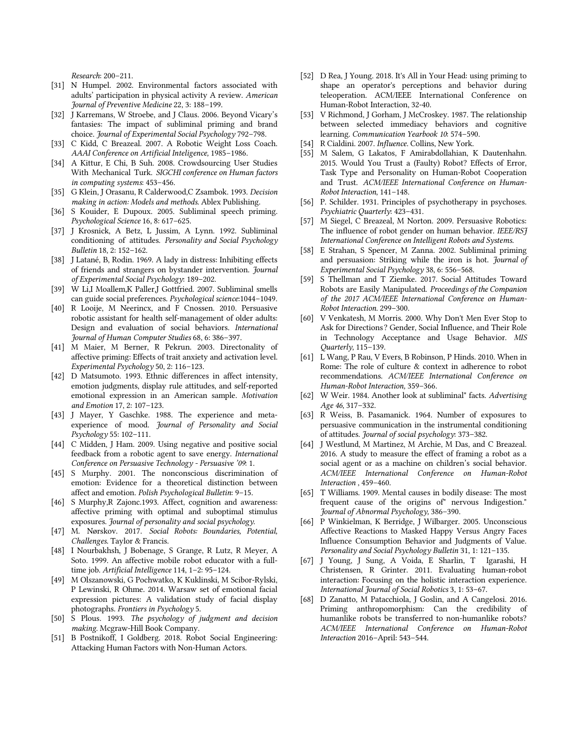*Research*: 200–211.

[31] N Humpel. 2002. Environmental factors associated with adults' participation in physical activity A review. *American Journal of Preventive Medicine* 22, 3: 188–199.

[32] J Karremans, W Stroebe, and J Claus. 2006. Beyond Vicary's fantasies: The impact of subliminal priming and brand choice. *Journal of Experimental Social Psychology* 792–798.

[33] C Kidd, C Breazeal. 2007. A Robotic Weight Loss Coach. *AAAI Conference on Artificial Inteligence,* 1985–1986.

[34] A Kittur, E Chi, B Suh. 2008. Crowdsourcing User Studies With Mechanical Turk. *SIGCHI conference on Human factors in computing systems*: 453–456.

[35] G Klein, J Orasanu, R Calderwood,C Zsambok. 1993. *Decision making in action: Models and methods.* Ablex Publishing.

[36] S Kouider, E Dupoux. 2005. Subliminal speech priming. *Psychological Science* 16, 8: 617–625.

[37] J Krosnick, A Betz, L Jussim, A Lynn. 1992. Subliminal conditioning of attitudes. *Personality and Social Psychology Bulletin* 18, 2: 152–162.

[38] J Latané, B, Rodin. 1969. A lady in distress: Inhibiting effects of friends and strangers on bystander intervention. *Journal of Experimental Social Psychology*: 189–202.

[39] W Li,I Moallem,K Paller,J Gottfried. 2007. Subliminal smells can guide social preferences. *Psychological science*:1044–1049.

[40] R Looije, M Neerincx, and F Cnossen. 2010. Persuasive robotic assistant for health self-management of older adults: Design and evaluation of social behaviors. *International Journal of Human Computer Studies* 68, 6: 386–397.

[41] M Maier, M Berner, R Pekrun. 2003. Directonality of affective priming: Effects of trait anxiety and activation level. *Experimental Psychology* 50, 2: 116–123.

[42] D Matsumoto. 1993. Ethnic differences in affect intensity, emotion judgments, display rule attitudes, and self-reported emotional expression in an American sample. *Motivation and Emotion* 17, 2: 107–123.

[43] J Mayer, Y Gaschke. 1988. The experience and meta-experience of mood. *Journal of Personality and Social Psychology* 55: 102–111.

[44] C Midden, J Ham. 2009. Using negative and positive social feedback from a robotic agent to save energy. *International Conference on Persuasive Technology - Persuasive '09*: 1.

[45] S Murphy. 2001. The nonconscious discrimination of emotion: Evidence for a theoretical distinction between affect and emotion. *Polish Psychological Bulletin*: 9–15.

[46] S Murphy,R Zajonc.1993. Affect, cognition and awareness: affective priming with optimal and suboptimal stimulus exposures. *Journal of personality and social psychology.*

[47] M. Nørskov. 2017. *Social Robots: Boundaries, Potential, Challenges.* Taylor & Francis.

[48] I Nourbakhsh, J Bobenage, S Grange, R Lutz, R Meyer, A Soto. 1999. An affective mobile robot educator with a full-time job. *Artificial Intelligence* 114, 1–2: 95–124.

[49] M Olszanowski, G Pochwatko, K Kuklinski, M Scibor-Rylski, P Lewinski, R Ohme. 2014. Warsaw set of emotional facial expression pictures: A validation study of facial display photographs. *Frontiers in Psychology* 5.

[50] S Plous. 1993. *The psychology of judgment and decision making.* Mcgraw-Hill Book Company.

[51] B Postnikoff, I Goldberg. 2018. Robot Social Engineering: Attacking Human Factors with Non-Human Actors.

[52] D Rea, J Young. 2018. It's All in Your Head: using priming to shape an operator's perceptions and behavior during teleoperation. ACM/IEEE International Conference on Human-Robot Interaction, 32-40.

[53] V Richmond, J Gorham, J McCroskey. 1987. The relationship between selected immediacy behaviors and cognitive learning. *Communication Yearbook 10*: 574–590.

[54] R Cialdini. 2007. *Influence.* Collins, New York.

[55] M Salem, G Lakatos, F Amirabdollahian, K Dautenhahn. 2015. Would You Trust a (Faulty) Robot? Effects of Error, Task Type and Personality on Human-Robot Cooperation and Trust. *ACM/IEEE International Conference on Human-Robot Interaction*, 141–148.

[56] P. Schilder. 1931. Principles of psychotherapy in psychoses. *Psychiatric Quarterly*: 423–431.

[57] M Siegel, C Breazeal, M Norton. 2009. Persuasive Robotics: The influence of robot gender on human behavior. *IEEE/RSJ International Conference on Intelligent Robots and Systems.*

[58] E Strahan, S Spencer, M Zanna. 2002. Subliminal priming and persuasion: Striking while the iron is hot. *Journal of Experimental Social Psychology* 38, 6: 556–568.

[59] S Thellman and T Ziemke. 2017. Social Attitudes Toward Robots are Easily Manipulated. *Proceedings of the Companion of the 2017 ACM/IEEE International Conference on Human-Robot Interaction.* 299–300.

[60] V Venkatesh, M Morris. 2000. Why Don't Men Ever Stop to Ask for Directions? Gender, Social Influence, and Their Role in Technology Acceptance and Usage Behavior. *MIS Quarterly*, 115–139.

[61] L Wang, P Rau, V Evers, B Robinson, P Hinds. 2010. When in Rome: The role of culture & context in adherence to robot recommendations. *ACM/IEEE International Conference on Human-Robot Interaction*, 359–366.

[62] W Weir. 1984. Another look at subliminal" facts. *Advertising Age 46*, 317–332.

[63] R Weiss, B. Pasamanick. 1964. Number of exposures to persuasive communication in the instrumental conditioning of attitudes. *Journal of social psychology*: 373–382.

[64] J Westlund, M Martinez, M Archie, M Das, and C Breazeal. 2016. A study to measure the effect of framing a robot as a social agent or as a machine on children's social behavior. *ACM/IEEE International Conference on Human-Robot Interaction* , 459–460.

[65] T Williams. 1909. Mental causes in bodily disease: The most frequent cause of the origins of" nervous Indigestion." *Journal of Abnormal Psychology,* 386–390.

[66] P Winkielman, K Berridge, J Wilbarger. 2005. Unconscious Affective Reactions to Masked Happy Versus Angry Faces Influence Consumption Behavior and Judgments of Value. *Personality and Social Psychology Bulletin* 31, 1: 121–135.

[67] J Young, J Sung, A Voida, E Sharlin, T Igarashi, H Christensen, R Grinter. 2011. Evaluating human-robot interaction: Focusing on the holistic interaction experience. *International Journal of Social Robotics* 3, 1: 53–67.

[68] D Zanatto, M Patacchiola, J Goslin, and A Cangelosi. 2016. Priming anthropomorphism: Can the credibility of humanlike robots be transferred to non-humanlike robots? *ACM/IEEE International Conference on Human-Robot Interaction* 2016–April: 543–544.